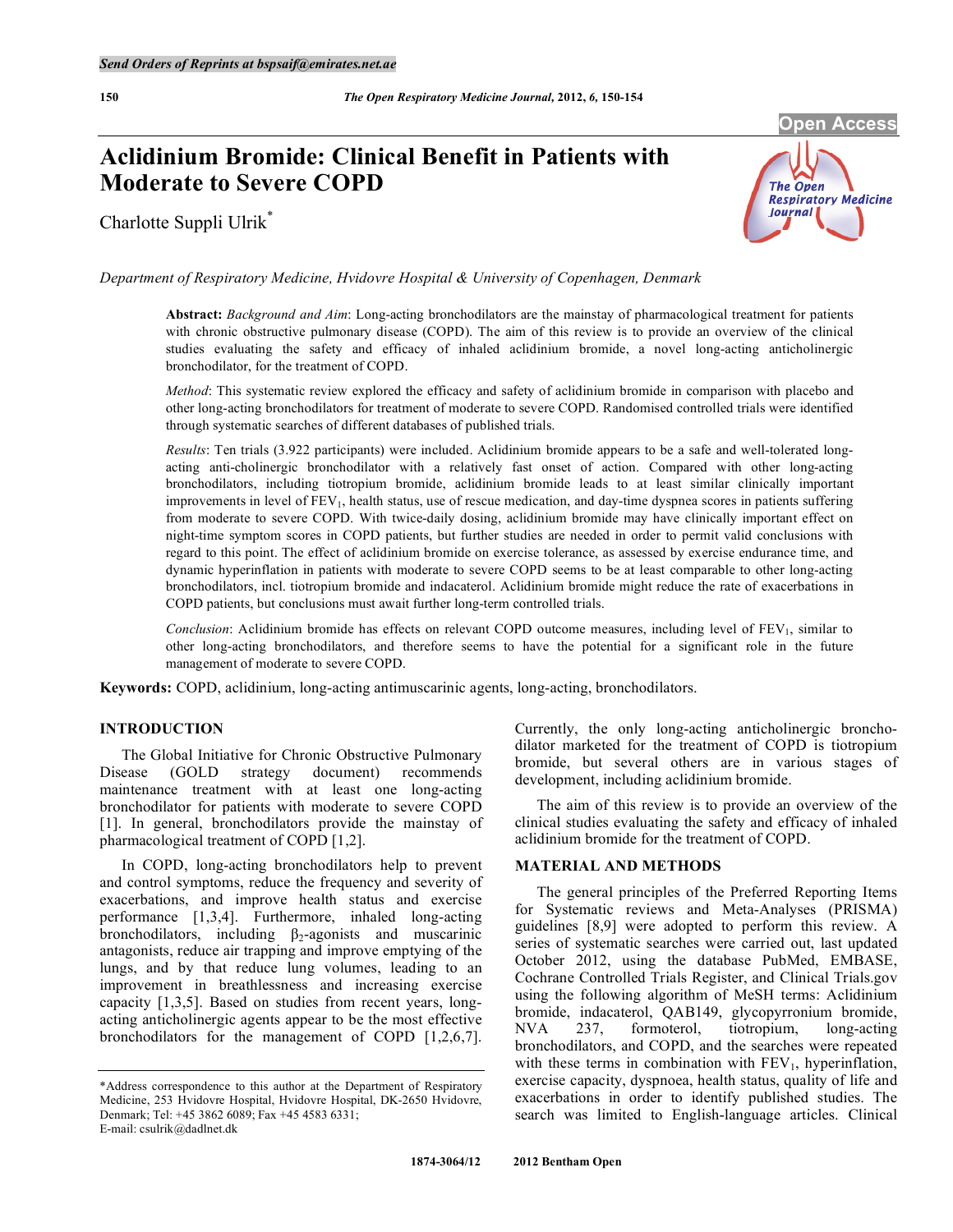# Aclidinium Bromide: Clinical Benefit in Patients with Moderate to Severe COPD

Charlotte Suppli Ulrik*

*Department of Respiratory Medicine, Hvidovre Hospital & University of Copenhagen, Denmark*

**Abstract:** *Background and Aim*: Long-acting bronchodilators are the mainstay of pharmacological treatment for patients with chronic obstructive pulmonary disease (COPD). The aim of this review is to provide an overview of the clinical studies evaluating the safety and efficacy of inhaled aclidinium bromide, a novel long-acting anticholinergic bronchodilator, for the treatment of COPD.

*Method*: This systematic review explored the efficacy and safety of aclidinium bromide in comparison with placebo and other long-acting bronchodilators for treatment of moderate to severe COPD. Randomised controlled trials were identified through systematic searches of different databases of published trials.

*Results*: Ten trials (3.922 participants) were included. Aclidinium bromide appears to be a safe and well-tolerated long-acting anti-cholinergic bronchodilator with a relatively fast onset of action. Compared with other long-acting bronchodilators, including tiotropium bromide, aclidinium bromide leads to at least similar clinically important improvements in level of $FEV_1$, health status, use of rescue medication, and day-time dyspnea scores in patients suffering from moderate to severe COPD. With twice-daily dosing, aclidinium bromide may have clinically important effect on night-time symptom scores in COPD patients, but further studies are needed in order to permit valid conclusions with regard to this point. The effect of aclidinium bromide on exercise tolerance, as assessed by exercise endurance time, and dynamic hyperinflation in patients with moderate to severe COPD seems to be at least comparable to other long-acting bronchodilators, incl. tiotropium bromide and indacaterol. Aclidinium bromide might reduce the rate of exacerbations in COPD patients, but conclusions must await further long-term controlled trials.

*Conclusion*: Aclidinium bromide has effects on relevant COPD outcome measures, including level of $FEV_1$, similar to other long-acting bronchodilators, and therefore seems to have the potential for a significant role in the future management of moderate to severe COPD.

**Keywords:** COPD, aclidinium, long-acting antimuscarinic agents, long-acting, bronchodilators.

## INTRODUCTION

The Global Initiative for Chronic Obstructive Pulmonary Disease (GOLD strategy document) recommends maintenance treatment with at least one long-acting bronchodilator for patients with moderate to severe COPD [1]. In general, bronchodilators provide the mainstay of pharmacological treatment of COPD [1,2].

In COPD, long-acting bronchodilators help to prevent and control symptoms, reduce the frequency and severity of exacerbations, and improve health status and exercise performance [1,3,4]. Furthermore, inhaled long-acting bronchodilators, including $\beta_2$-agonists and muscarinic antagonists, reduce air trapping and improve emptying of the lungs, and by that reduce lung volumes, leading to an improvement in breathlessness and increasing exercise capacity [1,3,5]. Based on studies from recent years, long-acting anticholinergic agents appear to be the most effective bronchodilators for the management of COPD [1,2,6,7]. Currently, the only long-acting anticholinergic bronchodilator marketed for the treatment of COPD is tiotropium bromide, but several others are in various stages of development, including aclidinium bromide.

The aim of this review is to provide an overview of the clinical studies evaluating the safety and efficacy of inhaled aclidinium bromide for the treatment of COPD.

## MATERIAL AND METHODS

The general principles of the Preferred Reporting Items for Systematic reviews and Meta-Analyses (PRISMA) guidelines [8,9] were adopted to perform this review. A series of systematic searches were carried out, last updated October 2012, using the database PubMed, EMBASE, Cochrane Controlled Trials Register, and Clinical Trials.gov using the following algorithm of MeSH terms: Aclidinium bromide, indacaterol, QAB149, glycopyrronium bromide, NVA 237, formoterol, tiotropium, long-acting bronchodilators, and COPD, and the searches were repeated with these terms in combination with $FEV_1$, hyperinflation, exercise capacity, dyspnoea, health status, quality of life and exacerbations in order to identify published studies. The search was limited to English-language articles. Clinical

*Address correspondence to this author at the Department of Respiratory Medicine, 253 Hvidovre Hospital, Hvidovre Hospital, DK-2650 Hvidovre, Denmark; Tel: +45 3862 6089; Fax +45 4583 6331; E-mail: csulrik@dadlnet.dk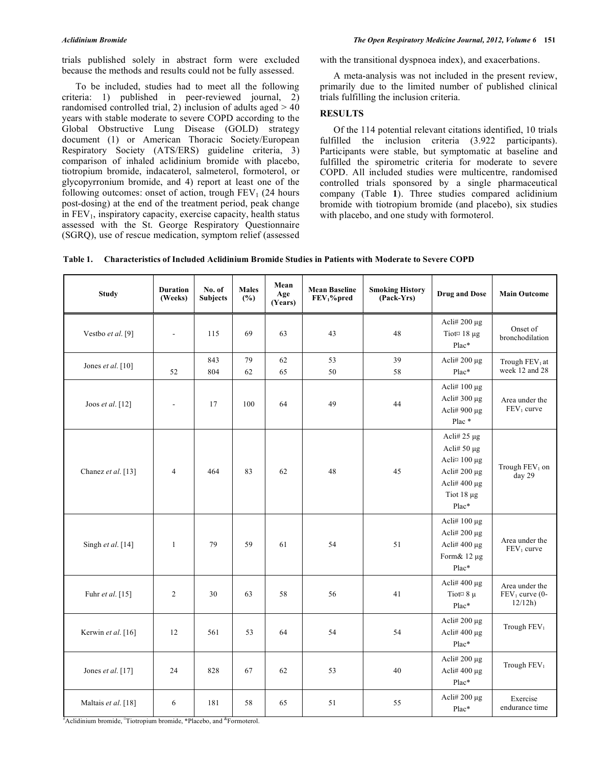trials published solely in abstract form were excluded because the methods and results could not be fully assessed.

To be included, studies had to meet all the following criteria: 1) published in peer-reviewed journal, 2) randomised controlled trial, 2) inclusion of adults aged > 40 years with stable moderate to severe COPD according to the Global Obstructive Lung Disease (GOLD) strategy document (1) or American Thoracic Society/European Respiratory Society (ATS/ERS) guideline criteria, 3) comparison of inhaled aclidinium bromide with placebo, tiotropium bromide, indacaterol, salmeterol, formoterol, or glycopyrronium bromide, and 4) report at least one of the following outcomes: onset of action, trough $FEV_1$ (24 hours post-dosing) at the end of the treatment period, peak change in $FEV_1$, inspiratory capacity, exercise capacity, health status assessed with the St. George Respiratory Questionnaire (SGRQ), use of rescue medication, symptom relief (assessed with the transitional dyspnoea index), and exacerbations.

A meta-analysis was not included in the present review, primarily due to the limited number of published clinical trials fulfilling the inclusion criteria.

## RESULTS

Of the 114 potential relevant citations identified, 10 trials fulfilled the inclusion criteria (3.922 participants). Participants were stable, but symptomatic at baseline and fulfilled the spirometric criteria for moderate to severe COPD. All included studies were multicentre, randomised controlled trials sponsored by a single pharmaceutical company (Table **1**). Three studies compared aclidinium bromide with tiotropium bromide (and placebo), six studies with placebo, and one study with formoterol.

**Table 1. Characteristics of Included Aclidinium Bromide Studies in Patients with Moderate to Severe COPD**

| Study | Duration (Weeks) | No. of Subjects | Males (%) | Mean Age (Years) | Mean Baseline $FEV_1$%pred | Smoking History (Pack-Yrs) | Drug and Dose | Main Outcome |
|---|---|---|---|---|---|---|---|---|
| Vestbo *et al*. [9] | - | 115 | 69 | 63 | 43 | 48 | Acli# 200 µg<br>Tiot¤ 18 µg<br>Plac* | Onset of bronchodilation |
| Jones *et al*. [10] | 52 | 843<br>804 | 79<br>62 | 62<br>65 | 53<br>50 | 39<br>58 | Acli# 200 µg<br>Plac* | Trough $FEV_1$ at week 12 and 28 |
| Joos *et al*. [12] | - | 17 | 100 | 64 | 49 | 44 | Acli# 100 µg<br>Acli# 300 µg<br>Acli# 900 µg<br>Plac * | Area under the $FEV_1$ curve |
| Chanez *et al*. [13] | 4 | 464 | 83 | 62 | 48 | 45 | Acli# 25 µg<br>Acli# 50 µg<br>Acli¤ 100 µg<br>Acli# 200 µg<br>Acli# 400 µg<br>Tiot 18 µg<br>Plac* | Trough $FEV_1$ on day 29 |
| Singh *et al*. [14] | 1 | 79 | 59 | 61 | 54 | 51 | Acli# 100 µg<br>Acli# 200 µg<br>Acli# 400 µg<br>Form& 12 µg<br>Plac* | Area under the $FEV_1$ curve |
| Fuhr *et al*. [15] | 2 | 30 | 63 | 58 | 56 | 41 | Acli# 400 µg<br>Tiot¤ 8 µ<br>Plac* | Area under the $FEV_1$ curve (0-12/12h) |
| Kerwin *et al*. [16] | 12 | 561 | 53 | 64 | 54 | 54 | Acli# 200 µg<br>Acli# 400 µg<br>Plac* | Trough $FEV_1$ |
| Jones *et al*. [17] | 24 | 828 | 67 | 62 | 53 | 40 | Acli# 200 µg<br>Acli# 400 µg<br>Plac* | Trough $FEV_1$ |
| Maltais *et al*. [18] | 6 | 181 | 58 | 65 | 51 | 55 | Acli# 200 µg<br>Plac* | Exercise endurance time |

#Aclidinium bromide, ¤Tiotropium bromide, *Placebo, and &Formoterol.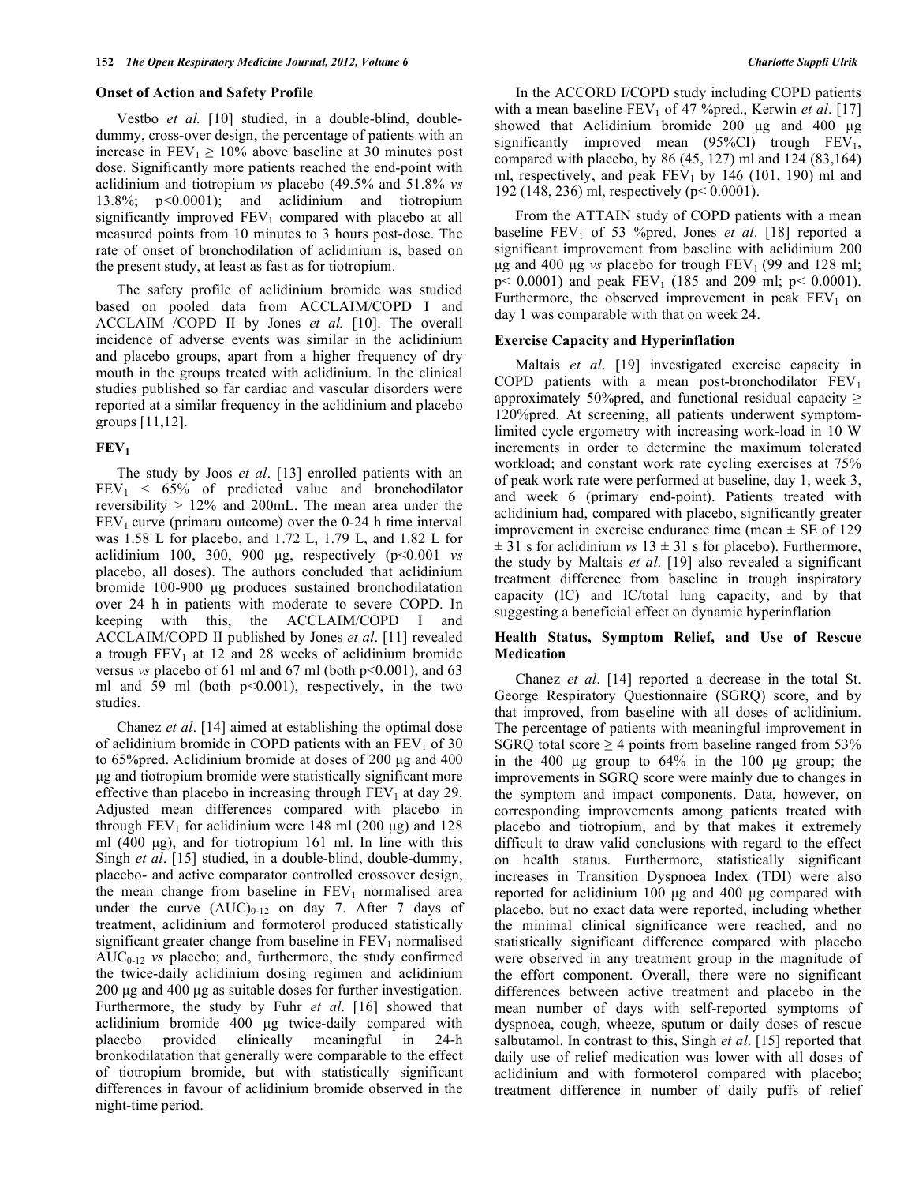### Onset of Action and Safety Profile

Vestbo *et al.* [10] studied, in a double-blind, double-dummy, cross-over design, the percentage of patients with an increase in $FEV_1 \geq 10\%$ above baseline at 30 minutes post dose. Significantly more patients reached the end-point with aclidinium and tiotropium *vs* placebo (49.5% and 51.8% *vs* 13.8%; p<0.0001); and aclidinium and tiotropium significantly improved $FEV_1$ compared with placebo at all measured points from 10 minutes to 3 hours post-dose. The rate of onset of bronchodilation of aclidinium is, based on the present study, at least as fast as for tiotropium.

The safety profile of aclidinium bromide was studied based on pooled data from ACCLAIM/COPD I and ACCLAIM /COPD II by Jones *et al.* [10]. The overall incidence of adverse events was similar in the aclidinium and placebo groups, apart from a higher frequency of dry mouth in the groups treated with aclidinium. In the clinical studies published so far cardiac and vascular disorders were reported at a similar frequency in the aclidinium and placebo groups [11,12].

### $FEV_1$

The study by Joos *et al*. [13] enrolled patients with an $FEV_1$ < 65% of predicted value and bronchodilator reversibility > 12% and 200mL. The mean area under the $FEV_1$ curve (primaru outcome) over the 0-24 h time interval was 1.58 L for placebo, and 1.72 L, 1.79 L, and 1.82 L for aclidinium 100, 300, 900 µg, respectively (p<0.001 *vs* placebo, all doses). The authors concluded that aclidinium bromide 100-900 µg produces sustained bronchodilatation over 24 h in patients with moderate to severe COPD. In keeping with this, the ACCLAIM/COPD I and ACCLAIM/COPD II published by Jones *et al*. [11] revealed a trough $FEV_1$ at 12 and 28 weeks of aclidinium bromide versus *vs* placebo of 61 ml and 67 ml (both p<0.001), and 63 ml and 59 ml (both p<0.001), respectively, in the two studies.

Chanez *et al*. [14] aimed at establishing the optimal dose of aclidinium bromide in COPD patients with an $FEV_1$ of 30 to 65%pred. Aclidinium bromide at doses of 200 µg and 400 µg and tiotropium bromide were statistically significant more effective than placebo in increasing through $FEV_1$ at day 29. Adjusted mean differences compared with placebo in through $FEV_1$ for aclidinium were 148 ml (200 µg) and 128 ml (400 µg), and for tiotropium 161 ml. In line with this Singh *et al*. [15] studied, in a double-blind, double-dummy, placebo- and active comparator controlled crossover design, the mean change from baseline in $FEV_1$ normalised area under the curve $(AUC)_{0\text{-}12}$ on day 7. After 7 days of treatment, aclidinium and formoterol produced statistically significant greater change from baseline in $FEV_1$ normalised $AUC_{0\text{-}12}$ *vs* placebo; and, furthermore, the study confirmed the twice-daily aclidinium dosing regimen and aclidinium 200 µg and 400 µg as suitable doses for further investigation. Furthermore, the study by Fuhr *et al*. [16] showed that aclidinium bromide 400 µg twice-daily compared with placebo provided clinically meaningful in 24-h bronkodilatation that generally were comparable to the effect of tiotropium bromide, but with statistically significant differences in favour of aclidinium bromide observed in the night-time period.

In the ACCORD I/COPD study including COPD patients with a mean baseline $FEV_1$ of 47 %pred., Kerwin *et al*. [17] showed that Aclidinium bromide 200 µg and 400 µg significantly improved mean (95%CI) trough $FEV_1$, compared with placebo, by 86 (45, 127) ml and 124 (83,164) ml, respectively, and peak $FEV_1$ by 146 (101, 190) ml and 192 (148, 236) ml, respectively (p< 0.0001).

From the ATTAIN study of COPD patients with a mean baseline $FEV_1$ of 53 %pred, Jones *et al*. [18] reported a significant improvement from baseline with aclidinium 200 µg and 400 µg *vs* placebo for trough $FEV_1$ (99 and 128 ml; p< 0.0001) and peak $FEV_1$ (185 and 209 ml; p< 0.0001). Furthermore, the observed improvement in peak $FEV_1$ on day 1 was comparable with that on week 24.

### Exercise Capacity and Hyperinflation

Maltais *et al*. [19] investigated exercise capacity in COPD patients with a mean post-bronchodilator $FEV_1$ approximately 50%pred, and functional residual capacity ≥ 120%pred. At screening, all patients underwent symptom-limited cycle ergometry with increasing work-load in 10 W increments in order to determine the maximum tolerated workload; and constant work rate cycling exercises at 75% of peak work rate were performed at baseline, day 1, week 3, and week 6 (primary end-point). Patients treated with aclidinium had, compared with placebo, significantly greater improvement in exercise endurance time (mean ± SE of 129 ± 31 s for aclidinium *vs* 13 ± 31 s for placebo). Furthermore, the study by Maltais *et al*. [19] also revealed a significant treatment difference from baseline in trough inspiratory capacity (IC) and IC/total lung capacity, and by that suggesting a beneficial effect on dynamic hyperinflation

### Health Status, Symptom Relief, and Use of Rescue Medication

Chanez *et al*. [14] reported a decrease in the total St. George Respiratory Questionnaire (SGRQ) score, and by that improved, from baseline with all doses of aclidinium. The percentage of patients with meaningful improvement in SGRQ total score ≥ 4 points from baseline ranged from 53% in the 400 µg group to 64% in the 100 µg group; the improvements in SGRQ score were mainly due to changes in the symptom and impact components. Data, however, on corresponding improvements among patients treated with placebo and tiotropium, and by that makes it extremely difficult to draw valid conclusions with regard to the effect on health status. Furthermore, statistically significant increases in Transition Dyspnoea Index (TDI) were also reported for aclidinium 100 µg and 400 µg compared with placebo, but no exact data were reported, including whether the minimal clinical significance were reached, and no statistically significant difference compared with placebo were observed in any treatment group in the magnitude of the effort component. Overall, there were no significant differences between active treatment and placebo in the mean number of days with self-reported symptoms of dyspnoea, cough, wheeze, sputum or daily doses of rescue salbutamol. In contrast to this, Singh *et al*. [15] reported that daily use of relief medication was lower with all doses of aclidinium and with formoterol compared with placebo; treatment difference in number of daily puffs of relief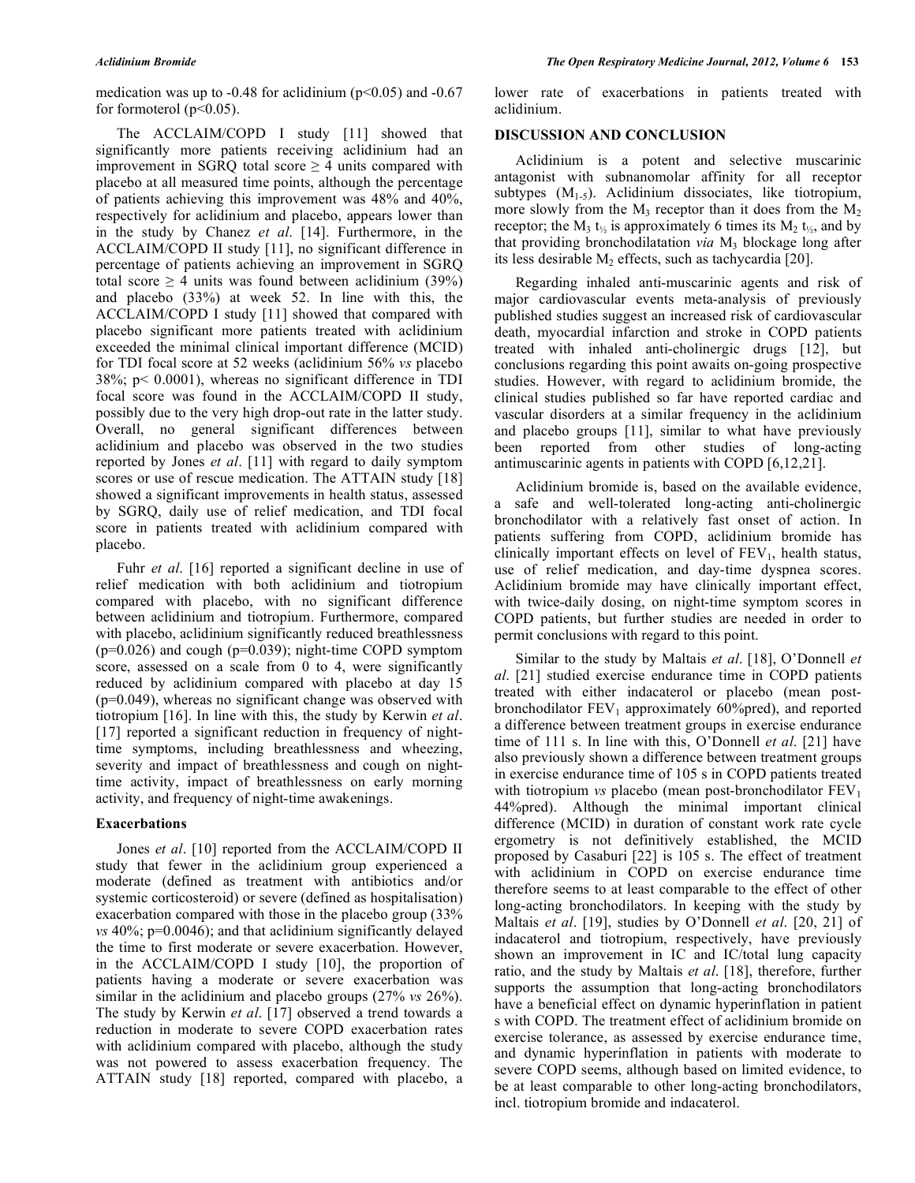medication was up to -0.48 for aclidinium ($p<0.05$) and -0.67 for formoterol ($p<0.05$).

The ACCLAIM/COPD I study [11] showed that significantly more patients receiving aclidinium had an improvement in SGRQ total score ≥ 4 units compared with placebo at all measured time points, although the percentage of patients achieving this improvement was 48% and 40%, respectively for aclidinium and placebo, appears lower than in the study by Chanez *et al*. [14]. Furthermore, in the ACCLAIM/COPD II study [11], no significant difference in percentage of patients achieving an improvement in SGRQ total score ≥ 4 units was found between aclidinium (39%) and placebo (33%) at week 52. In line with this, the ACCLAIM/COPD I study [11] showed that compared with placebo significant more patients treated with aclidinium exceeded the minimal clinical important difference (MCID) for TDI focal score at 52 weeks (aclidinium 56% *vs* placebo 38%; $p< 0.0001$), whereas no significant difference in TDI focal score was found in the ACCLAIM/COPD II study, possibly due to the very high drop-out rate in the latter study. Overall, no general significant differences between aclidinium and placebo was observed in the two studies reported by Jones *et al*. [11] with regard to daily symptom scores or use of rescue medication. The ATTAIN study [18] showed a significant improvements in health status, assessed by SGRQ, daily use of relief medication, and TDI focal score in patients treated with aclidinium compared with placebo.

Fuhr *et al*. [16] reported a significant decline in use of relief medication with both aclidinium and tiotropium compared with placebo, with no significant difference between aclidinium and tiotropium. Furthermore, compared with placebo, aclidinium significantly reduced breathlessness ($p=0.026$) and cough ($p=0.039$); night-time COPD symptom score, assessed on a scale from 0 to 4, were significantly reduced by aclidinium compared with placebo at day 15 ($p=0.049$), whereas no significant change was observed with tiotropium [16]. In line with this, the study by Kerwin *et al*. [17] reported a significant reduction in frequency of night-time symptoms, including breathlessness and wheezing, severity and impact of breathlessness and cough on night-time activity, impact of breathlessness on early morning activity, and frequency of night-time awakenings.

### Exacerbations

Jones *et al*. [10] reported from the ACCLAIM/COPD II study that fewer in the aclidinium group experienced a moderate (defined as treatment with antibiotics and/or systemic corticosteroid) or severe (defined as hospitalisation) exacerbation compared with those in the placebo group (33% *vs* 40%; $p=0.0046$); and that aclidinium significantly delayed the time to first moderate or severe exacerbation. However, in the ACCLAIM/COPD I study [10], the proportion of patients having a moderate or severe exacerbation was similar in the aclidinium and placebo groups (27% *vs* 26%). The study by Kerwin *et al*. [17] observed a trend towards a reduction in moderate to severe COPD exacerbation rates with aclidinium compared with placebo, although the study was not powered to assess exacerbation frequency. The ATTAIN study [18] reported, compared with placebo, a lower rate of exacerbations in patients treated with aclidinium.

## DISCUSSION AND CONCLUSION

Aclidinium is a potent and selective muscarinic antagonist with subnanomolar affinity for all receptor subtypes ($M_{1-5}$). Aclidinium dissociates, like tiotropium, more slowly from the $M_3$ receptor than it does from the $M_2$ receptor; the $M_3$ $t_{½}$ is approximately 6 times its $M_2$ $t_{½}$, and by that providing bronchodilatation *via* $M_3$ blockage long after its less desirable $M_2$ effects, such as tachycardia [20].

Regarding inhaled anti-muscarinic agents and risk of major cardiovascular events meta-analysis of previously published studies suggest an increased risk of cardiovascular death, myocardial infarction and stroke in COPD patients treated with inhaled anti-cholinergic drugs [12], but conclusions regarding this point awaits on-going prospective studies. However, with regard to aclidinium bromide, the clinical studies published so far have reported cardiac and vascular disorders at a similar frequency in the aclidinium and placebo groups [11], similar to what have previously been reported from other studies of long-acting antimuscarinic agents in patients with COPD [6,12,21].

Aclidinium bromide is, based on the available evidence, a safe and well-tolerated long-acting anti-cholinergic bronchodilator with a relatively fast onset of action. In patients suffering from COPD, aclidinium bromide has clinically important effects on level of $FEV_1$, health status, use of relief medication, and day-time dyspnea scores. Aclidinium bromide may have clinically important effect, with twice-daily dosing, on night-time symptom scores in COPD patients, but further studies are needed in order to permit conclusions with regard to this point.

Similar to the study by Maltais *et al*. [18], O'Donnell *et al*. [21] studied exercise endurance time in COPD patients treated with either indacaterol or placebo (mean post-bronchodilator $FEV_1$ approximately 60%pred), and reported a difference between treatment groups in exercise endurance time of 111 s. In line with this, O'Donnell *et al*. [21] have also previously shown a difference between treatment groups in exercise endurance time of 105 s in COPD patients treated with tiotropium *vs* placebo (mean post-bronchodilator $FEV_1$ 44%pred). Although the minimal important clinical difference (MCID) in duration of constant work rate cycle ergometry is not definitively established, the MCID proposed by Casaburi [22] is 105 s. The effect of treatment with aclidinium in COPD on exercise endurance time therefore seems to at least comparable to the effect of other long-acting bronchodilators. In keeping with the study by Maltais *et al*. [19], studies by O'Donnell *et al*. [20, 21] of indacaterol and tiotropium, respectively, have previously shown an improvement in IC and IC/total lung capacity ratio, and the study by Maltais *et al*. [18], therefore, further supports the assumption that long-acting bronchodilators have a beneficial effect on dynamic hyperinflation in patient s with COPD. The treatment effect of aclidinium bromide on exercise tolerance, as assessed by exercise endurance time, and dynamic hyperinflation in patients with moderate to severe COPD seems, although based on limited evidence, to be at least comparable to other long-acting bronchodilators, incl. tiotropium bromide and indacaterol.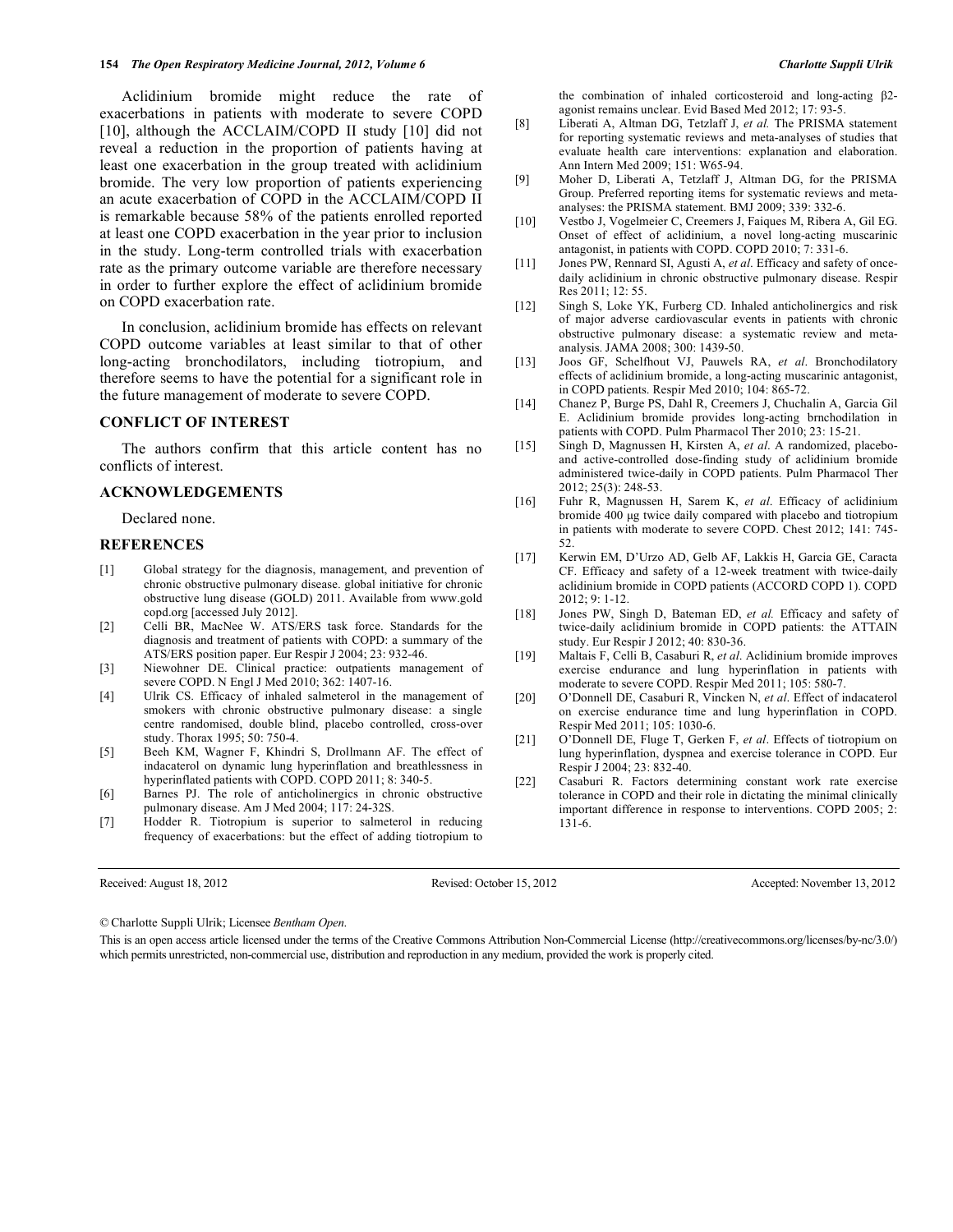Aclidinium bromide might reduce the rate of exacerbations in patients with moderate to severe COPD [10], although the ACCLAIM/COPD II study [10] did not reveal a reduction in the proportion of patients having at least one exacerbation in the group treated with aclidinium bromide. The very low proportion of patients experiencing an acute exacerbation of COPD in the ACCLAIM/COPD II is remarkable because 58% of the patients enrolled reported at least one COPD exacerbation in the year prior to inclusion in the study. Long-term controlled trials with exacerbation rate as the primary outcome variable are therefore necessary in order to further explore the effect of aclidinium bromide on COPD exacerbation rate.

In conclusion, aclidinium bromide has effects on relevant COPD outcome variables at least similar to that of other long-acting bronchodilators, including tiotropium, and therefore seems to have the potential for a significant role in the future management of moderate to severe COPD.

## CONFLICT OF INTEREST

The authors confirm that this article content has no conflicts of interest.

## ACKNOWLEDGEMENTS

Declared none.

## REFERENCES

[1] Global strategy for the diagnosis, management, and prevention of chronic obstructive pulmonary disease. global initiative for chronic obstructive lung disease (GOLD) 2011. Available from www.gold copd.org [accessed July 2012].

[2] Celli BR, MacNee W. ATS/ERS task force. Standards for the diagnosis and treatment of patients with COPD: a summary of the ATS/ERS position paper. Eur Respir J 2004; 23: 932-46.

[3] Niewohner DE. Clinical practice: outpatients management of severe COPD. N Engl J Med 2010; 362: 1407-16.

[4] Ulrik CS. Efficacy of inhaled salmeterol in the management of smokers with chronic obstructive pulmonary disease: a single centre randomised, double blind, placebo controlled, cross-over study. Thorax 1995; 50: 750-4.

[5] Beeh KM, Wagner F, Khindri S, Drollmann AF. The effect of indacaterol on dynamic lung hyperinflation and breathlessness in hyperinflated patients with COPD. COPD 2011; 8: 340-5.

[6] Barnes PJ. The role of anticholinergics in chronic obstructive pulmonary disease. Am J Med 2004; 117: 24-32S.

[7] Hodder R. Tiotropium is superior to salmeterol in reducing frequency of exacerbations: but the effect of adding tiotropium to the combination of inhaled corticosteroid and long-acting β2-agonist remains unclear. Evid Based Med 2012; 17: 93-5.

[8] Liberati A, Altman DG, Tetzlaff J, *et al.* The PRISMA statement for reporting systematic reviews and meta-analyses of studies that evaluate health care interventions: explanation and elaboration. Ann Intern Med 2009; 151: W65-94.

[9] Moher D, Liberati A, Tetzlaff J, Altman DG, for the PRISMA Group. Preferred reporting items for systematic reviews and meta-analyses: the PRISMA statement. BMJ 2009; 339: 332-6.

[10] Vestbo J, Vogelmeier C, Creemers J, Faiques M, Ribera A, Gil EG. Onset of effect of aclidinium, a novel long-acting muscarinic antagonist, in patients with COPD. COPD 2010; 7: 331-6.

[11] Jones PW, Rennard SI, Agusti A, *et al*. Efficacy and safety of once-daily aclidinium in chronic obstructive pulmonary disease. Respir Res 2011; 12: 55.

[12] Singh S, Loke YK, Furberg CD. Inhaled anticholinergics and risk of major adverse cardiovascular events in patients with chronic obstructive pulmonary disease: a systematic review and meta-analysis. JAMA 2008; 300: 1439-50.

[13] Joos GF, Schelfhout VJ, Pauwels RA, *et al*. Bronchodilatory effects of aclidinium bromide, a long-acting muscarinic antagonist, in COPD patients. Respir Med 2010; 104: 865-72.

[14] Chanez P, Burge PS, Dahl R, Creemers J, Chuchalin A, Garcia Gil E. Aclidinium bromide provides long-acting brnchodilation in patients with COPD. Pulm Pharmacol Ther 2010; 23: 15-21.

[15] Singh D, Magnussen H, Kirsten A, *et al*. A randomized, placebo- and active-controlled dose-finding study of aclidinium bromide administered twice-daily in COPD patients. Pulm Pharmacol Ther 2012; 25(3): 248-53.

[16] Fuhr R, Magnussen H, Sarem K, *et al*. Efficacy of aclidinium bromide 400 μg twice daily compared with placebo and tiotropium in patients with moderate to severe COPD. Chest 2012; 141: 745-52.

[17] Kerwin EM, D'Urzo AD, Gelb AF, Lakkis H, Garcia GE, Caracta CF. Efficacy and safety of a 12-week treatment with twice-daily aclidinium bromide in COPD patients (ACCORD COPD 1). COPD 2012; 9: 1-12.

[18] Jones PW, Singh D, Bateman ED, *et al.* Efficacy and safety of twice-daily aclidinium bromide in COPD patients: the ATTAIN study. Eur Respir J 2012; 40: 830-36.

[19] Maltais F, Celli B, Casaburi R, *et al*. Aclidinium bromide improves exercise endurance and lung hyperinflation in patients with moderate to severe COPD. Respir Med 2011; 105: 580-7.

[20] O'Donnell DE, Casaburi R, Vincken N, *et al*. Effect of indacaterol on exercise endurance time and lung hyperinflation in COPD. Respir Med 2011; 105: 1030-6.

[21] O'Donnell DE, Fluge T, Gerken F, *et al*. Effects of tiotropium on lung hyperinflation, dyspnea and exercise tolerance in COPD. Eur Respir J 2004; 23: 832-40.

[22] Casaburi R. Factors determining constant work rate exercise tolerance in COPD and their role in dictating the minimal clinically important difference in response to interventions. COPD 2005; 2: 131-6.

Received: August 18, 2012 Revised: October 15, 2012 Accepted: November 13, 2012

© Charlotte Suppli Ulrik; Licensee *Bentham Open*.

This is an open access article licensed under the terms of the Creative Commons Attribution Non-Commercial License (http://creativecommons.org/licenses/by-nc/3.0/) which permits unrestricted, non-commercial use, distribution and reproduction in any medium, provided the work is properly cited.